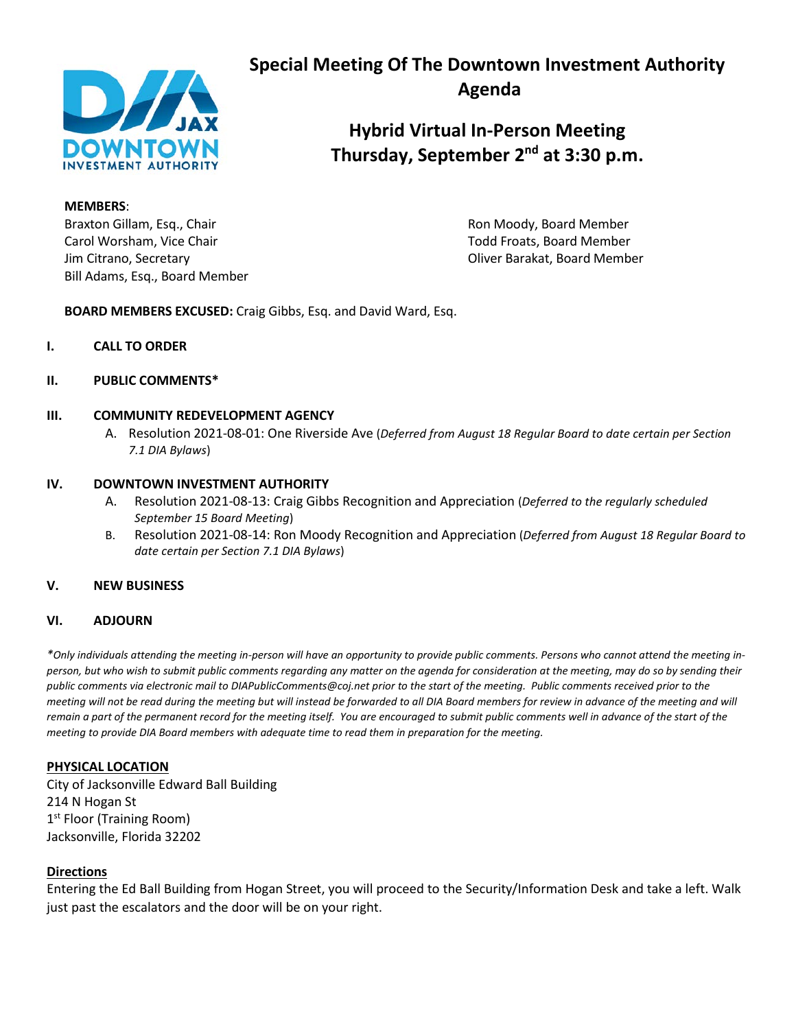# Special Meeting Of The Downtown Investment Authority Agenda

## Hybrid Virtual In-Person Meeting
## Thursday, September 2nd at 3:30 p.m.

**MEMBERS**:

Braxton Gillam, Esq., Chair
Carol Worsham, Vice Chair
Jim Citrano, Secretary
Bill Adams, Esq., Board Member
Ron Moody, Board Member
Todd Froats, Board Member
Oliver Barakat, Board Member

**BOARD MEMBERS EXCUSED:** Craig Gibbs, Esq. and David Ward, Esq.

**I. CALL TO ORDER**

**II. PUBLIC COMMENTS***

**III. COMMUNITY REDEVELOPMENT AGENCY**

A. Resolution 2021-08-01: One Riverside Ave (*Deferred from August 18 Regular Board to date certain per Section 7.1 DIA Bylaws*)

**IV. DOWNTOWN INVESTMENT AUTHORITY**

A. Resolution 2021-08-13: Craig Gibbs Recognition and Appreciation (*Deferred to the regularly scheduled September 15 Board Meeting*)

B. Resolution 2021-08-14: Ron Moody Recognition and Appreciation (*Deferred from August 18 Regular Board to date certain per Section 7.1 DIA Bylaws*)

**V. NEW BUSINESS**

**VI. ADJOURN**

**Only individuals attending the meeting in-person will have an opportunity to provide public comments. Persons who cannot attend the meeting in-person, but who wish to submit public comments regarding any matter on the agenda for consideration at the meeting, may do so by sending their public comments via electronic mail to DIAPublicComments@coj.net prior to the start of the meeting. Public comments received prior to the meeting will not be read during the meeting but will instead be forwarded to all DIA Board members for review in advance of the meeting and will remain a part of the permanent record for the meeting itself. You are encouraged to submit public comments well in advance of the start of the meeting to provide DIA Board members with adequate time to read them in preparation for the meeting.*

**PHYSICAL LOCATION**

City of Jacksonville Edward Ball Building
214 N Hogan St
1st Floor (Training Room)
Jacksonville, Florida 32202

**Directions**

Entering the Ed Ball Building from Hogan Street, you will proceed to the Security/Information Desk and take a left. Walk just past the escalators and the door will be on your right.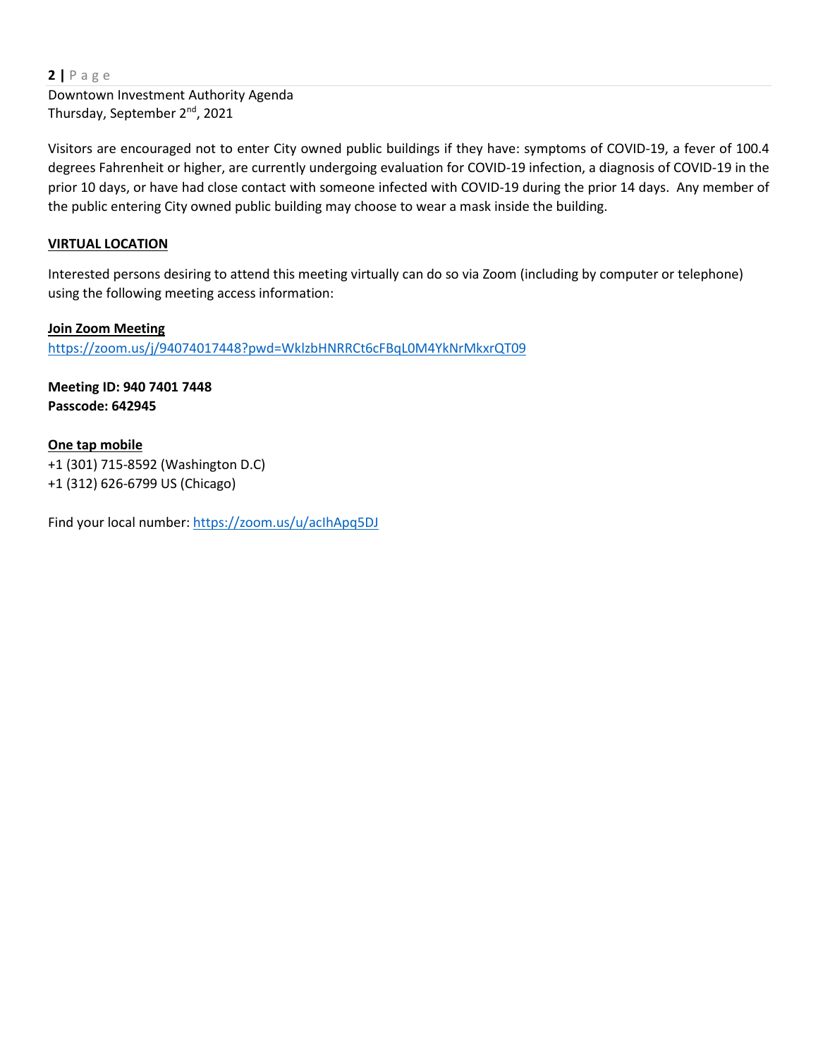Visitors are encouraged not to enter City owned public buildings if they have: symptoms of COVID-19, a fever of 100.4 degrees Fahrenheit or higher, are currently undergoing evaluation for COVID-19 infection, a diagnosis of COVID-19 in the prior 10 days, or have had close contact with someone infected with COVID-19 during the prior 14 days. Any member of the public entering City owned public building may choose to wear a mask inside the building.

**VIRTUAL LOCATION**

Interested persons desiring to attend this meeting virtually can do so via Zoom (including by computer or telephone) using the following meeting access information:

**Join Zoom Meeting**
https://zoom.us/j/94074017448?pwd=WklzbHNRRCt6cFBqL0M4YkNrMkxrQT09

**Meeting ID: 940 7401 7448**
**Passcode: 642945**

**One tap mobile**
+1 (301) 715-8592 (Washington D.C)
+1 (312) 626-6799 US (Chicago)

Find your local number: https://zoom.us/u/acIhApq5DJ